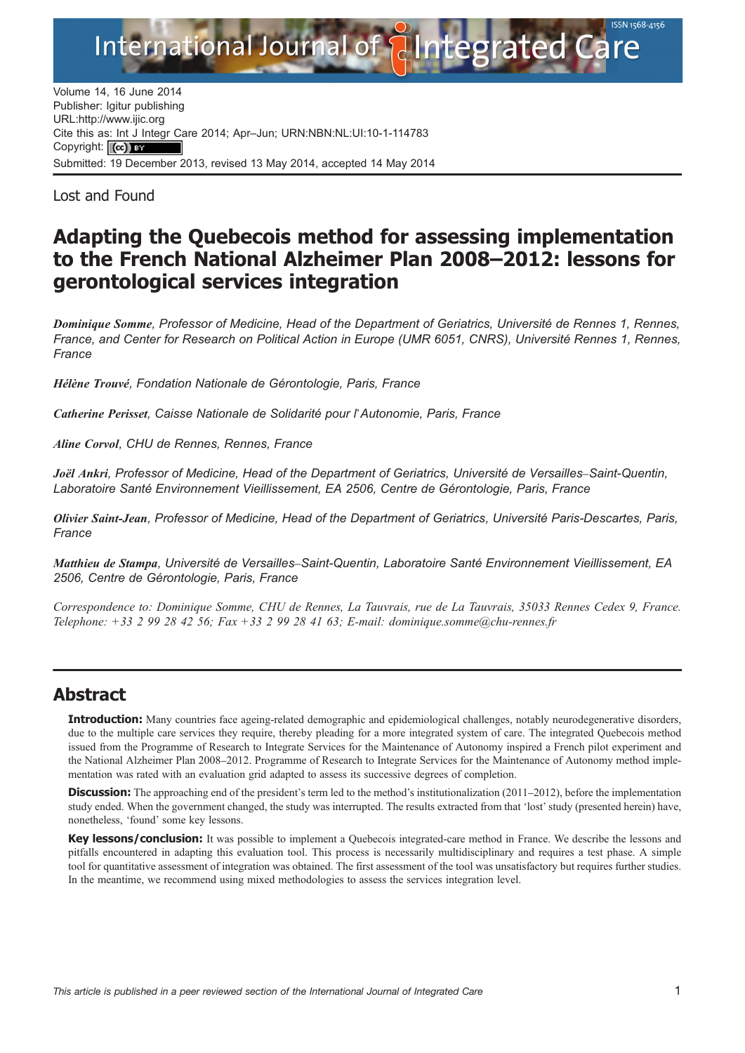Volume 14, 16 June 2014
Publisher: Igitur publishing
URL:http://www.ijic.org
Cite this as: Int J Integr Care 2014; Apr–Jun; URN:NBN:NL:UI:10-1-114783
Copyright: (cc) BY
Submitted: 19 December 2013, revised 13 May 2014, accepted 14 May 2014

Lost and Found

# Adapting the Quebecois method for assessing implementation to the French National Alzheimer Plan 2008–2012: lessons for gerontological services integration

***Dominique Somme**, Professor of Medicine, Head of the Department of Geriatrics, Université de Rennes 1, Rennes, France, and Center for Research on Political Action in Europe (UMR 6051, CNRS), Université Rennes 1, Rennes, France*

***Hélène Trouvé**, Fondation Nationale de Gérontologie, Paris, France*

***Catherine Perisset**, Caisse Nationale de Solidarité pour l'Autonomie, Paris, France*

***Aline Corvol**, CHU de Rennes, Rennes, France*

***Joël Ankri**, Professor of Medicine, Head of the Department of Geriatrics, Université de Versailles–Saint-Quentin, Laboratoire Santé Environnement Vieillissement, EA 2506, Centre de Gérontologie, Paris, France*

***Olivier Saint-Jean**, Professor of Medicine, Head of the Department of Geriatrics, Université Paris-Descartes, Paris, France*

***Matthieu de Stampa**, Université de Versailles–Saint-Quentin, Laboratoire Santé Environnement Vieillissement, EA 2506, Centre de Gérontologie, Paris, France*

*Correspondence to: Dominique Somme, CHU de Rennes, La Tauvrais, rue de La Tauvrais, 35033 Rennes Cedex 9, France. Telephone: +33 2 99 28 42 56; Fax +33 2 99 28 41 63; E-mail: dominique.somme@chu-rennes.fr*

## Abstract

**Introduction:** Many countries face ageing-related demographic and epidemiological challenges, notably neurodegenerative disorders, due to the multiple care services they require, thereby pleading for a more integrated system of care. The integrated Quebecois method issued from the Programme of Research to Integrate Services for the Maintenance of Autonomy inspired a French pilot experiment and the National Alzheimer Plan 2008–2012. Programme of Research to Integrate Services for the Maintenance of Autonomy method implementation was rated with an evaluation grid adapted to assess its successive degrees of completion.

**Discussion:** The approaching end of the president's term led to the method's institutionalization (2011–2012), before the implementation study ended. When the government changed, the study was interrupted. The results extracted from that 'lost' study (presented herein) have, nonetheless, 'found' some key lessons.

**Key lessons/conclusion:** It was possible to implement a Quebecois integrated-care method in France. We describe the lessons and pitfalls encountered in adapting this evaluation tool. This process is necessarily multidisciplinary and requires a test phase. A simple tool for quantitative assessment of integration was obtained. The first assessment of the tool was unsatisfactory but requires further studies. In the meantime, we recommend using mixed methodologies to assess the services integration level.

*This article is published in a peer reviewed section of the International Journal of Integrated Care*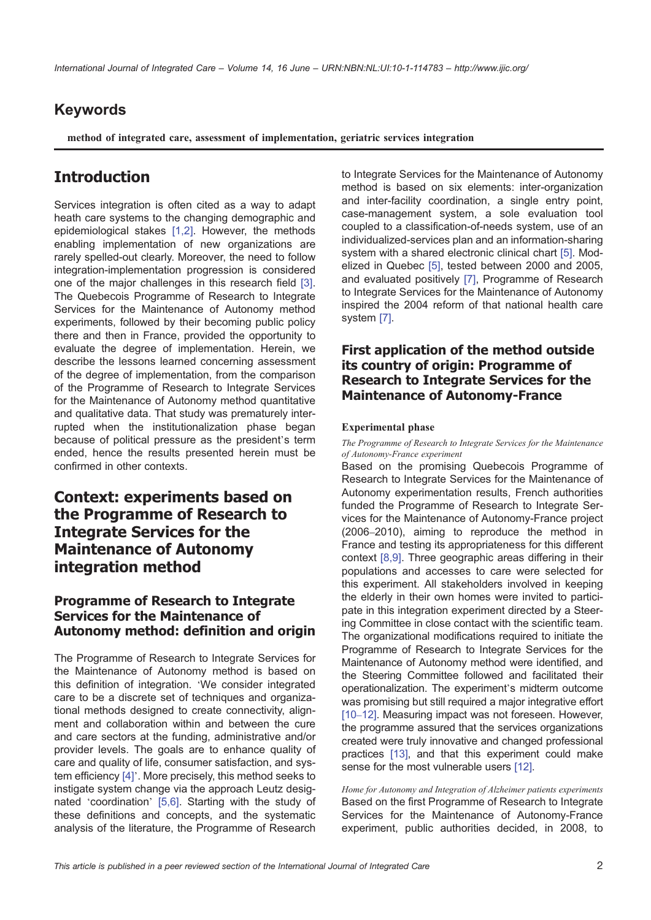## Keywords

**method of integrated care, assessment of implementation, geriatric services integration**

## Introduction

Services integration is often cited as a way to adapt heath care systems to the changing demographic and epidemiological stakes [1,2]. However, the methods enabling implementation of new organizations are rarely spelled-out clearly. Moreover, the need to follow integration-implementation progression is considered one of the major challenges in this research field [3]. The Quebecois Programme of Research to Integrate Services for the Maintenance of Autonomy method experiments, followed by their becoming public policy there and then in France, provided the opportunity to evaluate the degree of implementation. Herein, we describe the lessons learned concerning assessment of the degree of implementation, from the comparison of the Programme of Research to Integrate Services for the Maintenance of Autonomy method quantitative and qualitative data. That study was prematurely interrupted when the institutionalization phase began because of political pressure as the president's term ended, hence the results presented herein must be confirmed in other contexts.

## Context: experiments based on the Programme of Research to Integrate Services for the Maintenance of Autonomy integration method

### Programme of Research to Integrate Services for the Maintenance of Autonomy method: definition and origin

The Programme of Research to Integrate Services for the Maintenance of Autonomy method is based on this definition of integration. 'We consider integrated care to be a discrete set of techniques and organizational methods designed to create connectivity, alignment and collaboration within and between the cure and care sectors at the funding, administrative and/or provider levels. The goals are to enhance quality of care and quality of life, consumer satisfaction, and system efficiency [4]'. More precisely, this method seeks to instigate system change via the approach Leutz designated 'coordination' [5,6]. Starting with the study of these definitions and concepts, and the systematic analysis of the literature, the Programme of Research to Integrate Services for the Maintenance of Autonomy method is based on six elements: inter-organization and inter-facility coordination, a single entry point, case-management system, a sole evaluation tool coupled to a classification-of-needs system, use of an individualized-services plan and an information-sharing system with a shared electronic clinical chart [5]. Modelized in Quebec [5], tested between 2000 and 2005, and evaluated positively [7], Programme of Research to Integrate Services for the Maintenance of Autonomy inspired the 2004 reform of that national health care system [7].

### First application of the method outside its country of origin: Programme of Research to Integrate Services for the Maintenance of Autonomy-France

#### Experimental phase

*The Programme of Research to Integrate Services for the Maintenance of Autonomy-France experiment*

Based on the promising Quebecois Programme of Research to Integrate Services for the Maintenance of Autonomy experimentation results, French authorities funded the Programme of Research to Integrate Services for the Maintenance of Autonomy-France project (2006–2010), aiming to reproduce the method in France and testing its appropriateness for this different context [8,9]. Three geographic areas differing in their populations and accesses to care were selected for this experiment. All stakeholders involved in keeping the elderly in their own homes were invited to participate in this integration experiment directed by a Steering Committee in close contact with the scientific team. The organizational modifications required to initiate the Programme of Research to Integrate Services for the Maintenance of Autonomy method were identified, and the Steering Committee followed and facilitated their operationalization. The experiment's midterm outcome was promising but still required a major integrative effort [10–12]. Measuring impact was not foreseen. However, the programme assured that the services organizations created were truly innovative and changed professional practices [13], and that this experiment could make sense for the most vulnerable users [12].

*Home for Autonomy and Integration of Alzheimer patients experiments*

Based on the first Programme of Research to Integrate Services for the Maintenance of Autonomy-France experiment, public authorities decided, in 2008, to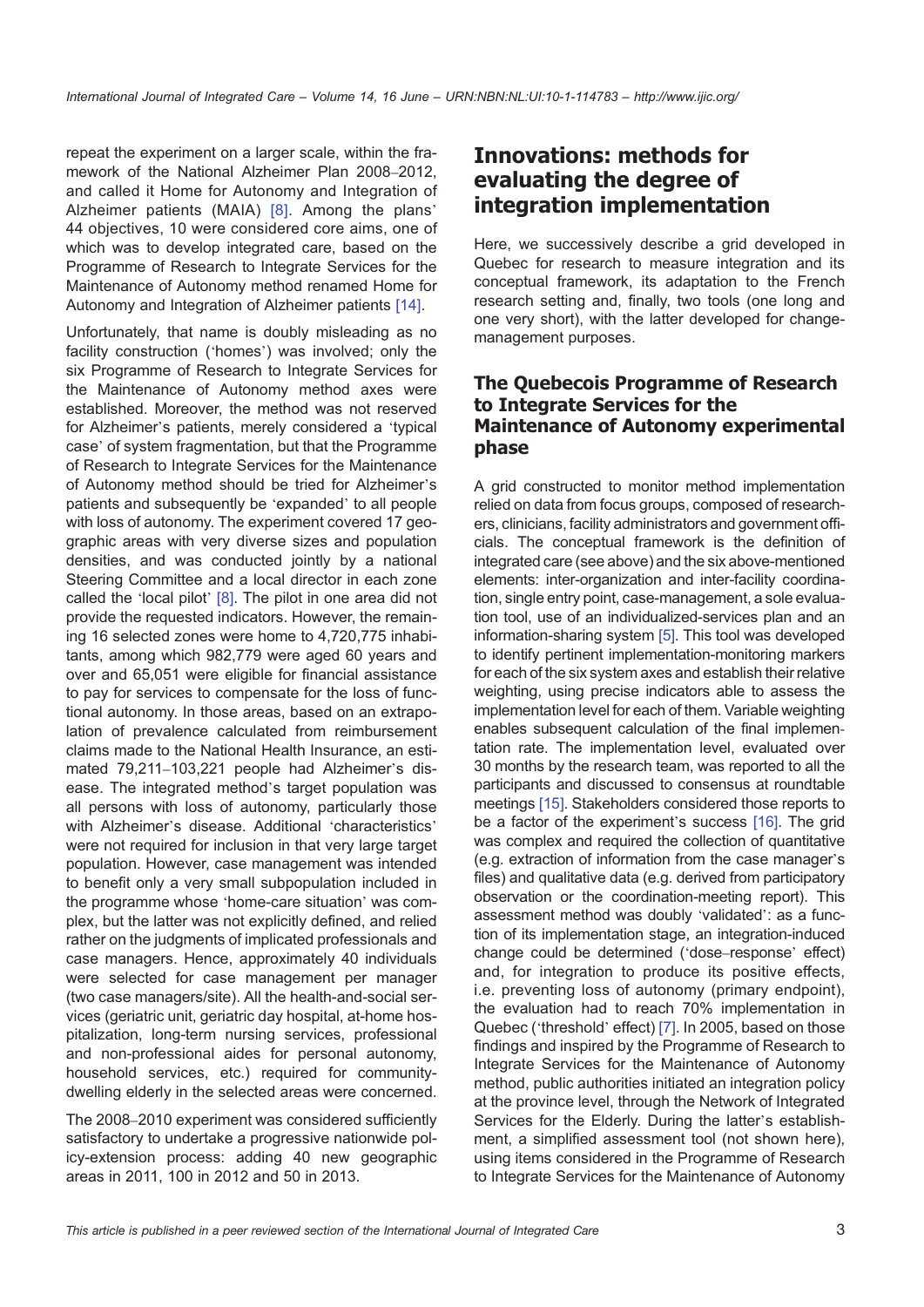repeat the experiment on a larger scale, within the framework of the National Alzheimer Plan 2008–2012, and called it Home for Autonomy and Integration of Alzheimer patients (MAIA) [8]. Among the plans' 44 objectives, 10 were considered core aims, one of which was to develop integrated care, based on the Programme of Research to Integrate Services for the Maintenance of Autonomy method renamed Home for Autonomy and Integration of Alzheimer patients [14].

Unfortunately, that name is doubly misleading as no facility construction ('homes') was involved; only the six Programme of Research to Integrate Services for the Maintenance of Autonomy method axes were established. Moreover, the method was not reserved for Alzheimer's patients, merely considered a 'typical case' of system fragmentation, but that the Programme of Research to Integrate Services for the Maintenance of Autonomy method should be tried for Alzheimer's patients and subsequently be 'expanded' to all people with loss of autonomy. The experiment covered 17 geographic areas with very diverse sizes and population densities, and was conducted jointly by a national Steering Committee and a local director in each zone called the 'local pilot' [8]. The pilot in one area did not provide the requested indicators. However, the remaining 16 selected zones were home to 4,720,775 inhabitants, among which 982,779 were aged 60 years and over and 65,051 were eligible for financial assistance to pay for services to compensate for the loss of functional autonomy. In those areas, based on an extrapolation of prevalence calculated from reimbursement claims made to the National Health Insurance, an estimated 79,211–103,221 people had Alzheimer's disease. The integrated method's target population was all persons with loss of autonomy, particularly those with Alzheimer's disease. Additional 'characteristics' were not required for inclusion in that very large target population. However, case management was intended to benefit only a very small subpopulation included in the programme whose 'home-care situation' was complex, but the latter was not explicitly defined, and relied rather on the judgments of implicated professionals and case managers. Hence, approximately 40 individuals were selected for case management per manager (two case managers/site). All the health-and-social services (geriatric unit, geriatric day hospital, at-home hospitalization, long-term nursing services, professional and non-professional aides for personal autonomy, household services, etc.) required for community-dwelling elderly in the selected areas were concerned.

The 2008–2010 experiment was considered sufficiently satisfactory to undertake a progressive nationwide policy-extension process: adding 40 new geographic areas in 2011, 100 in 2012 and 50 in 2013.

## Innovations: methods for evaluating the degree of integration implementation

Here, we successively describe a grid developed in Quebec for research to measure integration and its conceptual framework, its adaptation to the French research setting and, finally, two tools (one long and one very short), with the latter developed for change-management purposes.

### The Quebecois Programme of Research to Integrate Services for the Maintenance of Autonomy experimental phase

A grid constructed to monitor method implementation relied on data from focus groups, composed of researchers, clinicians, facility administrators and government officials. The conceptual framework is the definition of integrated care (see above) and the six above-mentioned elements: inter-organization and inter-facility coordination, single entry point, case-management, a sole evaluation tool, use of an individualized-services plan and an information-sharing system [5]. This tool was developed to identify pertinent implementation-monitoring markers for each of the six system axes and establish their relative weighting, using precise indicators able to assess the implementation level for each of them. Variable weighting enables subsequent calculation of the final implementation rate. The implementation level, evaluated over 30 months by the research team, was reported to all the participants and discussed to consensus at roundtable meetings [15]. Stakeholders considered those reports to be a factor of the experiment's success [16]. The grid was complex and required the collection of quantitative (e.g. extraction of information from the case manager's files) and qualitative data (e.g. derived from participatory observation or the coordination-meeting report). This assessment method was doubly 'validated': as a function of its implementation stage, an integration-induced change could be determined ('dose–response' effect) and, for integration to produce its positive effects, i.e. preventing loss of autonomy (primary endpoint), the evaluation had to reach 70% implementation in Quebec ('threshold' effect) [7]. In 2005, based on those findings and inspired by the Programme of Research to Integrate Services for the Maintenance of Autonomy method, public authorities initiated an integration policy at the province level, through the Network of Integrated Services for the Elderly. During the latter's establishment, a simplified assessment tool (not shown here), using items considered in the Programme of Research to Integrate Services for the Maintenance of Autonomy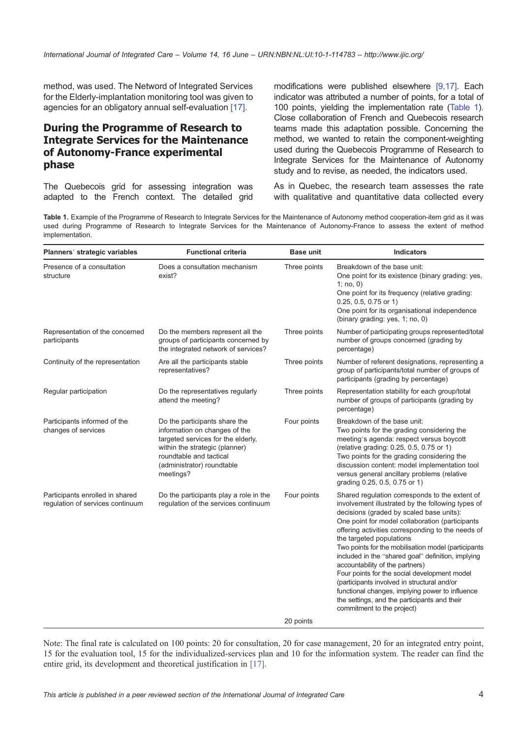method, was used. The Netword of Integrated Services for the Elderly-implantation monitoring tool was given to agencies for an obligatory annual self-evaluation [17].

## During the Programme of Research to Integrate Services for the Maintenance of Autonomy-France experimental phase

The Quebecois grid for assessing integration was adapted to the French context. The detailed grid modifications were published elsewhere [9,17]. Each indicator was attributed a number of points, for a total of 100 points, yielding the implementation rate (Table 1). Close collaboration of French and Quebecois research teams made this adaptation possible. Concerning the method, we wanted to retain the component-weighting used during the Quebecois Programme of Research to Integrate Services for the Maintenance of Autonomy study and to revise, as needed, the indicators used.

As in Quebec, the research team assesses the rate with qualitative and quantitative data collected every

**Table 1.** Example of the Programme of Research to Integrate Services for the Maintenance of Autonomy method cooperation-item grid as it was used during Programme of Research to Integrate Services for the Maintenance of Autonomy-France to assess the extent of method implementation.

| Planners' strategic variables | Functional criteria | Base unit | Indicators |
|---|---|---|---|
| Presence of a consultation structure | Does a consultation mechanism exist? | Three points | Breakdown of the base unit:<br>One point for its existence (binary grading: yes, 1; no, 0)<br>One point for its frequency (relative grading: 0.25, 0.5, 0.75 or 1)<br>One point for its organisational independence (binary grading: yes, 1; no, 0) |
| Representation of the concerned participants | Do the members represent all the groups of participants concerned by the integrated network of services? | Three points | Number of participating groups represented/total number of groups concerned (grading by percentage) |
| Continuity of the representation | Are all the participants stable representatives? | Three points | Number of referent designations, representing a group of participants/total number of groups of participants (grading by percentage) |
| Regular participation | Do the representatives regularly attend the meeting? | Three points | Representation stability for each group/total number of groups of participants (grading by percentage) |
| Participants informed of the changes of services | Do the participants share the information on changes of the targeted services for the elderly, within the strategic (planner) roundtable and tactical (administrator) roundtable meetings? | Four points | Breakdown of the base unit:<br>Two points for the grading considering the meeting's agenda: respect versus boycott (relative grading: 0.25, 0.5, 0.75 or 1)<br>Two points for the grading considering the discussion content: model implementation tool versus general ancillary problems (relative grading 0.25, 0.5, 0.75 or 1) |
| Participants enrolled in shared regulation of services continuum | Do the participants play a role in the regulation of the services continuum | Four points | Shared regulation corresponds to the extent of involvement illustrated by the following types of decisions (graded by scaled base units):<br>One point for model collaboration (participants offering activities corresponding to the needs of the targeted populations<br>Two points for the mobilisation model (participants included in the "shared goal" definition, implying accountability of the partners)<br>Four points for the social development model (participants involved in structural and/or functional changes, implying power to influence the settings, and the participants and their commitment to the project) |
| | | 20 points | |

Note: The final rate is calculated on 100 points: 20 for consultation, 20 for case management, 20 for an integrated entry point, 15 for the evaluation tool, 15 for the individualized-services plan and 10 for the information system. The reader can find the entire grid, its development and theoretical justification in [17].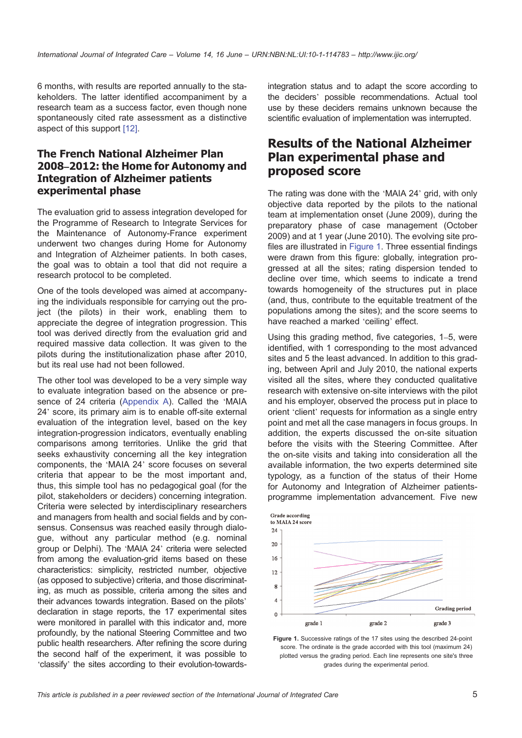6 months, with results are reported annually to the stakeholders. The latter identified accompaniment by a research team as a success factor, even though none spontaneously cited rate assessment as a distinctive aspect of this support [12].

## The French National Alzheimer Plan 2008–2012: the Home for Autonomy and Integration of Alzheimer patients experimental phase

The evaluation grid to assess integration developed for the Programme of Research to Integrate Services for the Maintenance of Autonomy-France experiment underwent two changes during Home for Autonomy and Integration of Alzheimer patients. In both cases, the goal was to obtain a tool that did not require a research protocol to be completed.

One of the tools developed was aimed at accompanying the individuals responsible for carrying out the project (the pilots) in their work, enabling them to appreciate the degree of integration progression. This tool was derived directly from the evaluation grid and required massive data collection. It was given to the pilots during the institutionalization phase after 2010, but its real use had not been followed.

The other tool was developed to be a very simple way to evaluate integration based on the absence or presence of 24 criteria (Appendix A). Called the 'MAIA 24' score, its primary aim is to enable off-site external evaluation of the integration level, based on the key integration-progression indicators, eventually enabling comparisons among territories. Unlike the grid that seeks exhaustivity concerning all the key integration components, the 'MAIA 24' score focuses on several criteria that appear to be the most important and, thus, this simple tool has no pedagogical goal (for the pilot, stakeholders or deciders) concerning integration. Criteria were selected by interdisciplinary researchers and managers from health and social fields and by consensus. Consensus was reached easily through dialogue, without any particular method (e.g. nominal group or Delphi). The 'MAIA 24' criteria were selected from among the evaluation-grid items based on these characteristics: simplicity, restricted number, objective (as opposed to subjective) criteria, and those discriminating, as much as possible, criteria among the sites and their advances towards integration. Based on the pilots' declaration in stage reports, the 17 experimental sites were monitored in parallel with this indicator and, more profoundly, by the national Steering Committee and two public health researchers. After refining the score during the second half of the experiment, it was possible to 'classify' the sites according to their evolution-towards-integration status and to adapt the score according to the deciders' possible recommendations. Actual tool use by these deciders remains unknown because the scientific evaluation of implementation was interrupted.

## Results of the National Alzheimer Plan experimental phase and proposed score

The rating was done with the 'MAIA 24' grid, with only objective data reported by the pilots to the national team at implementation onset (June 2009), during the preparatory phase of case management (October 2009) and at 1 year (June 2010). The evolving site profiles are illustrated in Figure 1. Three essential findings were drawn from this figure: globally, integration progressed at all the sites; rating dispersion tended to decline over time, which seems to indicate a trend towards homogeneity of the structures put in place (and, thus, contribute to the equitable treatment of the populations among the sites); and the score seems to have reached a marked 'ceiling' effect.

Using this grading method, five categories, 1–5, were identified, with 1 corresponding to the most advanced sites and 5 the least advanced. In addition to this grading, between April and July 2010, the national experts visited all the sites, where they conducted qualitative research with extensive on-site interviews with the pilot and his employer, observed the process put in place to orient 'client' requests for information as a single entry point and met all the case managers in focus groups. In addition, the experts discussed the on-site situation before the visits with the Steering Committee. After the on-site visits and taking into consideration all the available information, the two experts determined site typology, as a function of the status of their Home for Autonomy and Integration of Alzheimer patients-programme implementation advancement. Five new

**Figure 1.** Successive ratings of the 17 sites using the described 24-point score. The ordinate is the grade accorded with this tool (maximum 24) plotted versus the grading period. Each line represents one site's three grades during the experimental period.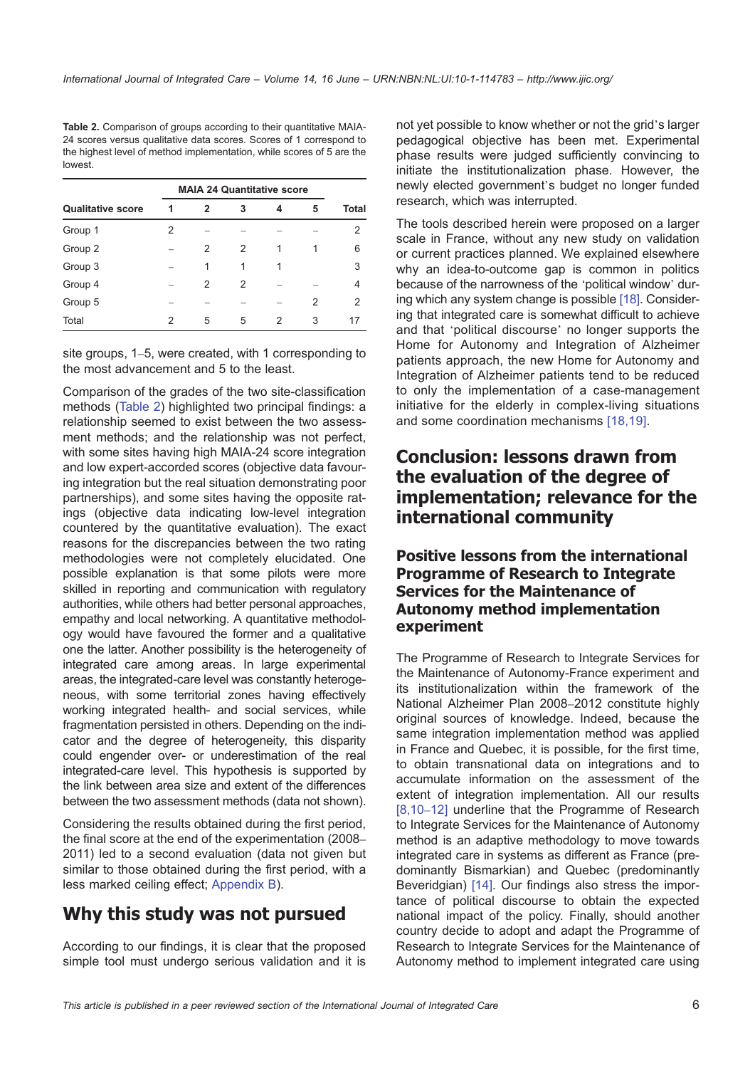**Table 2.** Comparison of groups according to their quantitative MAIA-24 scores versus qualitative data scores. Scores of 1 correspond to the highest level of method implementation, while scores of 5 are the lowest.

| | MAIA 24 Quantitative score | | | | | |
|---|---|---|---|---|---|---|
| **Qualitative score** | **1** | **2** | **3** | **4** | **5** | **Total** |
| Group 1 | 2 | – | – | – | – | 2 |
| Group 2 | – | 2 | 2 | 1 | 1 | 6 |
| Group 3 | – | 1 | 1 | 1 | | 3 |
| Group 4 | – | 2 | 2 | – | – | 4 |
| Group 5 | – | – | – | – | 2 | 2 |
| Total | 2 | 5 | 5 | 2 | 3 | 17 |

site groups, 1–5, were created, with 1 corresponding to the most advancement and 5 to the least.

Comparison of the grades of the two site-classification methods (Table 2) highlighted two principal findings: a relationship seemed to exist between the two assessment methods; and the relationship was not perfect, with some sites having high MAIA-24 score integration and low expert-accorded scores (objective data favouring integration but the real situation demonstrating poor partnerships), and some sites having the opposite ratings (objective data indicating low-level integration countered by the quantitative evaluation). The exact reasons for the discrepancies between the two rating methodologies were not completely elucidated. One possible explanation is that some pilots were more skilled in reporting and communication with regulatory authorities, while others had better personal approaches, empathy and local networking. A quantitative methodology would have favoured the former and a qualitative one the latter. Another possibility is the heterogeneity of integrated care among areas. In large experimental areas, the integrated-care level was constantly heterogeneous, with some territorial zones having effectively working integrated health- and social services, while fragmentation persisted in others. Depending on the indicator and the degree of heterogeneity, this disparity could engender over- or underestimation of the real integrated-care level. This hypothesis is supported by the link between area size and extent of the differences between the two assessment methods (data not shown).

Considering the results obtained during the first period, the final score at the end of the experimentation (2008–2011) led to a second evaluation (data not given but similar to those obtained during the first period, with a less marked ceiling effect; Appendix B).

## Why this study was not pursued

According to our findings, it is clear that the proposed simple tool must undergo serious validation and it is not yet possible to know whether or not the grid's larger pedagogical objective has been met. Experimental phase results were judged sufficiently convincing to initiate the institutionalization phase. However, the newly elected government's budget no longer funded research, which was interrupted.

The tools described herein were proposed on a larger scale in France, without any new study on validation or current practices planned. We explained elsewhere why an idea-to-outcome gap is common in politics because of the narrowness of the 'political window' during which any system change is possible [18]. Considering that integrated care is somewhat difficult to achieve and that 'political discourse' no longer supports the Home for Autonomy and Integration of Alzheimer patients approach, the new Home for Autonomy and Integration of Alzheimer patients tend to be reduced to only the implementation of a case-management initiative for the elderly in complex-living situations and some coordination mechanisms [18,19].

## Conclusion: lessons drawn from the evaluation of the degree of implementation; relevance for the international community

### Positive lessons from the international Programme of Research to Integrate Services for the Maintenance of Autonomy method implementation experiment

The Programme of Research to Integrate Services for the Maintenance of Autonomy-France experiment and its institutionalization within the framework of the National Alzheimer Plan 2008–2012 constitute highly original sources of knowledge. Indeed, because the same integration implementation method was applied in France and Quebec, it is possible, for the first time, to obtain transnational data on integrations and to accumulate information on the assessment of the extent of integration implementation. All our results [8,10–12] underline that the Programme of Research to Integrate Services for the Maintenance of Autonomy method is an adaptive methodology to move towards integrated care in systems as different as France (predominantly Bismarkian) and Quebec (predominantly Beveridgian) [14]. Our findings also stress the importance of political discourse to obtain the expected national impact of the policy. Finally, should another country decide to adopt and adapt the Programme of Research to Integrate Services for the Maintenance of Autonomy method to implement integrated care using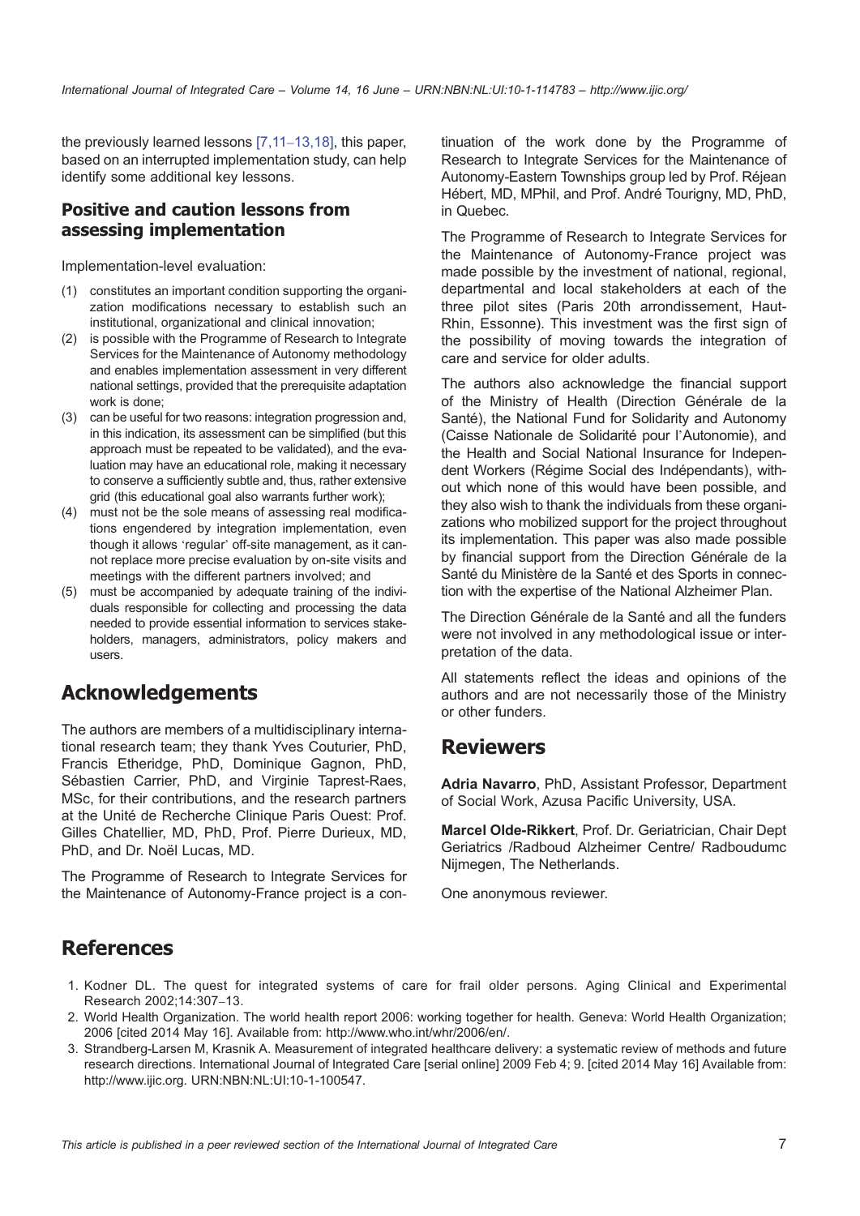the previously learned lessons [7,11–13,18], this paper, based on an interrupted implementation study, can help identify some additional key lessons.

### Positive and caution lessons from assessing implementation

Implementation-level evaluation:

(1) constitutes an important condition supporting the organization modifications necessary to establish such an institutional, organizational and clinical innovation;
(2) is possible with the Programme of Research to Integrate Services for the Maintenance of Autonomy methodology and enables implementation assessment in very different national settings, provided that the prerequisite adaptation work is done;
(3) can be useful for two reasons: integration progression and, in this indication, its assessment can be simplified (but this approach must be repeated to be validated), and the evaluation may have an educational role, making it necessary to conserve a sufficiently subtle and, thus, rather extensive grid (this educational goal also warrants further work);
(4) must not be the sole means of assessing real modifications engendered by integration implementation, even though it allows 'regular' off-site management, as it cannot replace more precise evaluation by on-site visits and meetings with the different partners involved; and
(5) must be accompanied by adequate training of the individuals responsible for collecting and processing the data needed to provide essential information to services stakeholders, managers, administrators, policy makers and users.

## Acknowledgements

The authors are members of a multidisciplinary international research team; they thank Yves Couturier, PhD, Francis Etheridge, PhD, Dominique Gagnon, PhD, Sébastien Carrier, PhD, and Virginie Taprest-Raes, MSc, for their contributions, and the research partners at the Unité de Recherche Clinique Paris Ouest: Prof. Gilles Chatellier, MD, PhD, Prof. Pierre Durieux, MD, PhD, and Dr. Noël Lucas, MD.

The Programme of Research to Integrate Services for the Maintenance of Autonomy-France project is a continuation of the work done by the Programme of Research to Integrate Services for the Maintenance of Autonomy-Eastern Townships group led by Prof. Réjean Hébert, MD, MPhil, and Prof. André Tourigny, MD, PhD, in Quebec.

The Programme of Research to Integrate Services for the Maintenance of Autonomy-France project was made possible by the investment of national, regional, departmental and local stakeholders at each of the three pilot sites (Paris 20th arrondissement, Haut-Rhin, Essonne). This investment was the first sign of the possibility of moving towards the integration of care and service for older adults.

The authors also acknowledge the financial support of the Ministry of Health (Direction Générale de la Santé), the National Fund for Solidarity and Autonomy (Caisse Nationale de Solidarité pour l`Autonomie), and the Health and Social National Insurance for Independent Workers (Régime Social des Indépendants), without which none of this would have been possible, and they also wish to thank the individuals from these organizations who mobilized support for the project throughout its implementation. This paper was also made possible by financial support from the Direction Générale de la Santé du Ministère de la Santé et des Sports in connection with the expertise of the National Alzheimer Plan.

The Direction Générale de la Santé and all the funders were not involved in any methodological issue or interpretation of the data.

All statements reflect the ideas and opinions of the authors and are not necessarily those of the Ministry or other funders.

## Reviewers

**Adria Navarro**, PhD, Assistant Professor, Department of Social Work, Azusa Pacific University, USA.

**Marcel Olde-Rikkert**, Prof. Dr. Geriatrician, Chair Dept Geriatrics /Radboud Alzheimer Centre/ Radboudumc Nijmegen, The Netherlands.

One anonymous reviewer.

## References

1. Kodner DL. The quest for integrated systems of care for frail older persons. Aging Clinical and Experimental Research 2002;14:307–13.
2. World Health Organization. The world health report 2006: working together for health. Geneva: World Health Organization; 2006 [cited 2014 May 16]. Available from: http://www.who.int/whr/2006/en/.
3. Strandberg-Larsen M, Krasnik A. Measurement of integrated healthcare delivery: a systematic review of methods and future research directions. International Journal of Integrated Care [serial online] 2009 Feb 4; 9. [cited 2014 May 16] Available from: http://www.ijic.org. URN:NBN:NL:UI:10-1-100547.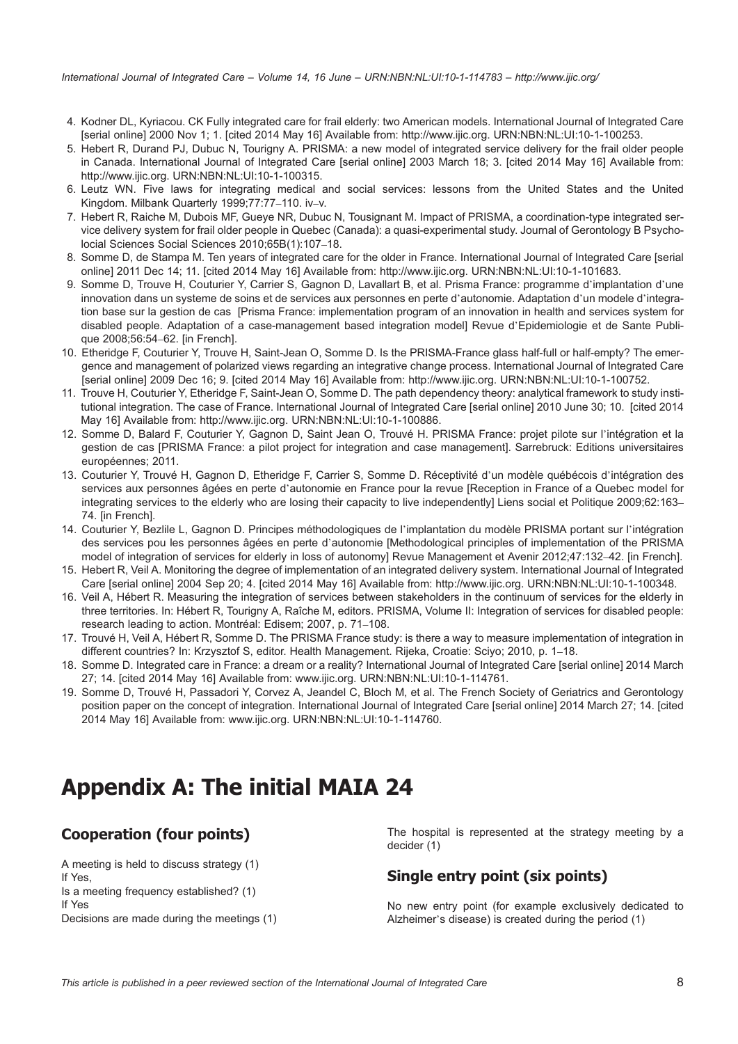4. Kodner DL, Kyriacou. CK Fully integrated care for frail elderly: two American models. International Journal of Integrated Care [serial online] 2000 Nov 1; 1. [cited 2014 May 16] Available from: http://www.ijic.org. URN:NBN:NL:UI:10-1-100253.
5. Hebert R, Durand PJ, Dubuc N, Tourigny A. PRISMA: a new model of integrated service delivery for the frail older people in Canada. International Journal of Integrated Care [serial online] 2003 March 18; 3. [cited 2014 May 16] Available from: http://www.ijic.org. URN:NBN:NL:UI:10-1-100315.
6. Leutz WN. Five laws for integrating medical and social services: lessons from the United States and the United Kingdom. Milbank Quarterly 1999;77:77–110. iv–v.
7. Hebert R, Raiche M, Dubois MF, Gueye NR, Dubuc N, Tousignant M. Impact of PRISMA, a coordination-type integrated service delivery system for frail older people in Quebec (Canada): a quasi-experimental study. Journal of Gerontology B Psycholocial Sciences Social Sciences 2010;65B(1):107–18.
8. Somme D, de Stampa M. Ten years of integrated care for the older in France. International Journal of Integrated Care [serial online] 2011 Dec 14; 11. [cited 2014 May 16] Available from: http://www.ijic.org. URN:NBN:NL:UI:10-1-101683.
9. Somme D, Trouve H, Couturier Y, Carrier S, Gagnon D, Lavallart B, et al. Prisma France: programme d'implantation d'une innovation dans un systeme de soins et de services aux personnes en perte d'autonomie. Adaptation d'un modele d'integration base sur la gestion de cas [Prisma France: implementation program of an innovation in health and services system for disabled people. Adaptation of a case-management based integration model] Revue d'Epidemiologie et de Sante Publique 2008;56:54–62. [in French].
10. Etheridge F, Couturier Y, Trouve H, Saint-Jean O, Somme D. Is the PRISMA-France glass half-full or half-empty? The emergence and management of polarized views regarding an integrative change process. International Journal of Integrated Care [serial online] 2009 Dec 16; 9. [cited 2014 May 16] Available from: http://www.ijic.org. URN:NBN:NL:UI:10-1-100752.
11. Trouve H, Couturier Y, Etheridge F, Saint-Jean O, Somme D. The path dependency theory: analytical framework to study institutional integration. The case of France. International Journal of Integrated Care [serial online] 2010 June 30; 10. [cited 2014 May 16] Available from: http://www.ijic.org. URN:NBN:NL:UI:10-1-100886.
12. Somme D, Balard F, Couturier Y, Gagnon D, Saint Jean O, Trouvé H. PRISMA France: projet pilote sur l'intégration et la gestion de cas [PRISMA France: a pilot project for integration and case management]. Sarrebruck: Editions universitaires européennes; 2011.
13. Couturier Y, Trouvé H, Gagnon D, Etheridge F, Carrier S, Somme D. Réceptivité d'un modèle québécois d'intégration des services aux personnes âgées en perte d'autonomie en France pour la revue [Reception in France of a Quebec model for integrating services to the elderly who are losing their capacity to live independently] Liens social et Politique 2009;62:163–74. [in French].
14. Couturier Y, Bezlile L, Gagnon D. Principes méthodologiques de l'implantation du modèle PRISMA portant sur l'intégration des services pou les personnes âgées en perte d'autonomie [Methodological principles of implementation of the PRISMA model of integration of services for elderly in loss of autonomy] Revue Management et Avenir 2012;47:132–42. [in French].
15. Hebert R, Veil A. Monitoring the degree of implementation of an integrated delivery system. International Journal of Integrated Care [serial online] 2004 Sep 20; 4. [cited 2014 May 16] Available from: http://www.ijic.org. URN:NBN:NL:UI:10-1-100348.
16. Veil A, Hébert R. Measuring the integration of services between stakeholders in the continuum of services for the elderly in three territories. In: Hébert R, Tourigny A, Raîche M, editors. PRISMA, Volume II: Integration of services for disabled people: research leading to action. Montréal: Edisem; 2007, p. 71–108.
17. Trouvé H, Veil A, Hébert R, Somme D. The PRISMA France study: is there a way to measure implementation of integration in different countries? In: Krzysztof S, editor. Health Management. Rijeka, Croatie: Sciyo; 2010, p. 1–18.
18. Somme D. Integrated care in France: a dream or a reality? International Journal of Integrated Care [serial online] 2014 March 27; 14. [cited 2014 May 16] Available from: www.ijic.org. URN:NBN:NL:UI:10-1-114761.
19. Somme D, Trouvé H, Passadori Y, Corvez A, Jeandel C, Bloch M, et al. The French Society of Geriatrics and Gerontology position paper on the concept of integration. International Journal of Integrated Care [serial online] 2014 March 27; 14. [cited 2014 May 16] Available from: www.ijic.org. URN:NBN:NL:UI:10-1-114760.

# Appendix A: The initial MAIA 24

## Cooperation (four points)

A meeting is held to discuss strategy (1)
If Yes,
Is a meeting frequency established? (1)
If Yes
Decisions are made during the meetings (1)

The hospital is represented at the strategy meeting by a decider (1)

## Single entry point (six points)

No new entry point (for example exclusively dedicated to Alzheimer's disease) is created during the period (1)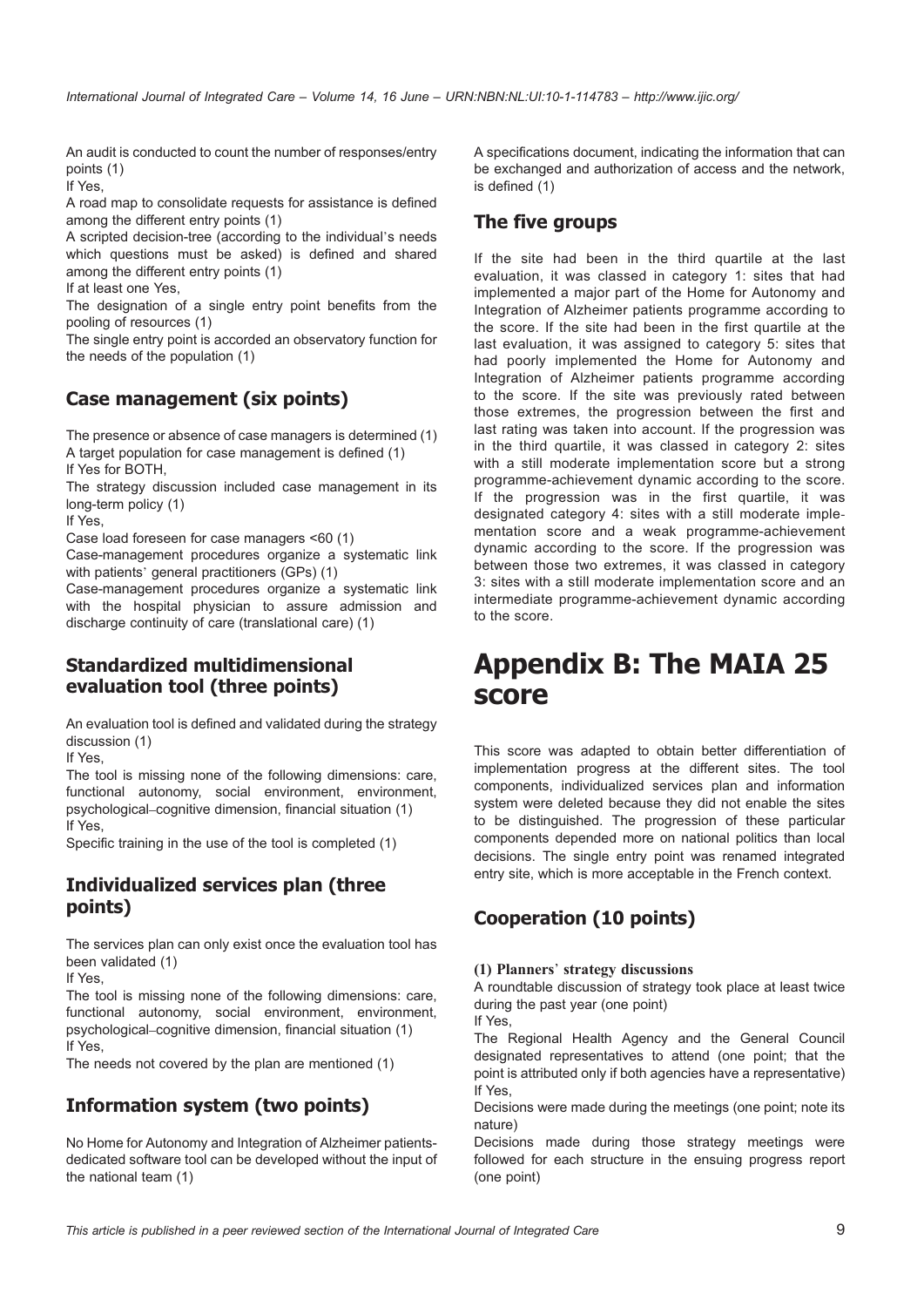An audit is conducted to count the number of responses/entry points (1)

If Yes,

A road map to consolidate requests for assistance is defined among the different entry points (1)

A scripted decision-tree (according to the individual's needs which questions must be asked) is defined and shared among the different entry points (1)

If at least one Yes,

The designation of a single entry point benefits from the pooling of resources (1)

The single entry point is accorded an observatory function for the needs of the population (1)

## Case management (six points)

The presence or absence of case managers is determined (1)

A target population for case management is defined (1)

If Yes for BOTH,

The strategy discussion included case management in its long-term policy (1)

If Yes,

Case load foreseen for case managers <60 (1)

Case-management procedures organize a systematic link with patients' general practitioners (GPs) (1)

Case-management procedures organize a systematic link with the hospital physician to assure admission and discharge continuity of care (translational care) (1)

## Standardized multidimensional evaluation tool (three points)

An evaluation tool is defined and validated during the strategy discussion (1)

If Yes,

The tool is missing none of the following dimensions: care, functional autonomy, social environment, environment, psychological–cognitive dimension, financial situation (1)

If Yes,

Specific training in the use of the tool is completed (1)

## Individualized services plan (three points)

The services plan can only exist once the evaluation tool has been validated (1)

If Yes,

The tool is missing none of the following dimensions: care, functional autonomy, social environment, environment, psychological–cognitive dimension, financial situation (1)

If Yes,

The needs not covered by the plan are mentioned (1)

## Information system (two points)

No Home for Autonomy and Integration of Alzheimer patients-dedicated software tool can be developed without the input of the national team (1)

A specifications document, indicating the information that can be exchanged and authorization of access and the network, is defined (1)

## The five groups

If the site had been in the third quartile at the last evaluation, it was classed in category 1: sites that had implemented a major part of the Home for Autonomy and Integration of Alzheimer patients programme according to the score. If the site had been in the first quartile at the last evaluation, it was assigned to category 5: sites that had poorly implemented the Home for Autonomy and Integration of Alzheimer patients programme according to the score. If the site was previously rated between those extremes, the progression between the first and last rating was taken into account. If the progression was in the third quartile, it was classed in category 2: sites with a still moderate implementation score but a strong programme-achievement dynamic according to the score. If the progression was in the first quartile, it was designated category 4: sites with a still moderate implementation score and a weak programme-achievement dynamic according to the score. If the progression was between those two extremes, it was classed in category 3: sites with a still moderate implementation score and an intermediate programme-achievement dynamic according to the score.

# Appendix B: The MAIA 25 score

This score was adapted to obtain better differentiation of implementation progress at the different sites. The tool components, individualized services plan and information system were deleted because they did not enable the sites to be distinguished. The progression of these particular components depended more on national politics than local decisions. The single entry point was renamed integrated entry site, which is more acceptable in the French context.

## Cooperation (10 points)

**(1) Planners' strategy discussions**

A roundtable discussion of strategy took place at least twice during the past year (one point)

If Yes,

The Regional Health Agency and the General Council designated representatives to attend (one point; that the point is attributed only if both agencies have a representative)

If Yes,

Decisions were made during the meetings (one point; note its nature)

Decisions made during those strategy meetings were followed for each structure in the ensuing progress report (one point)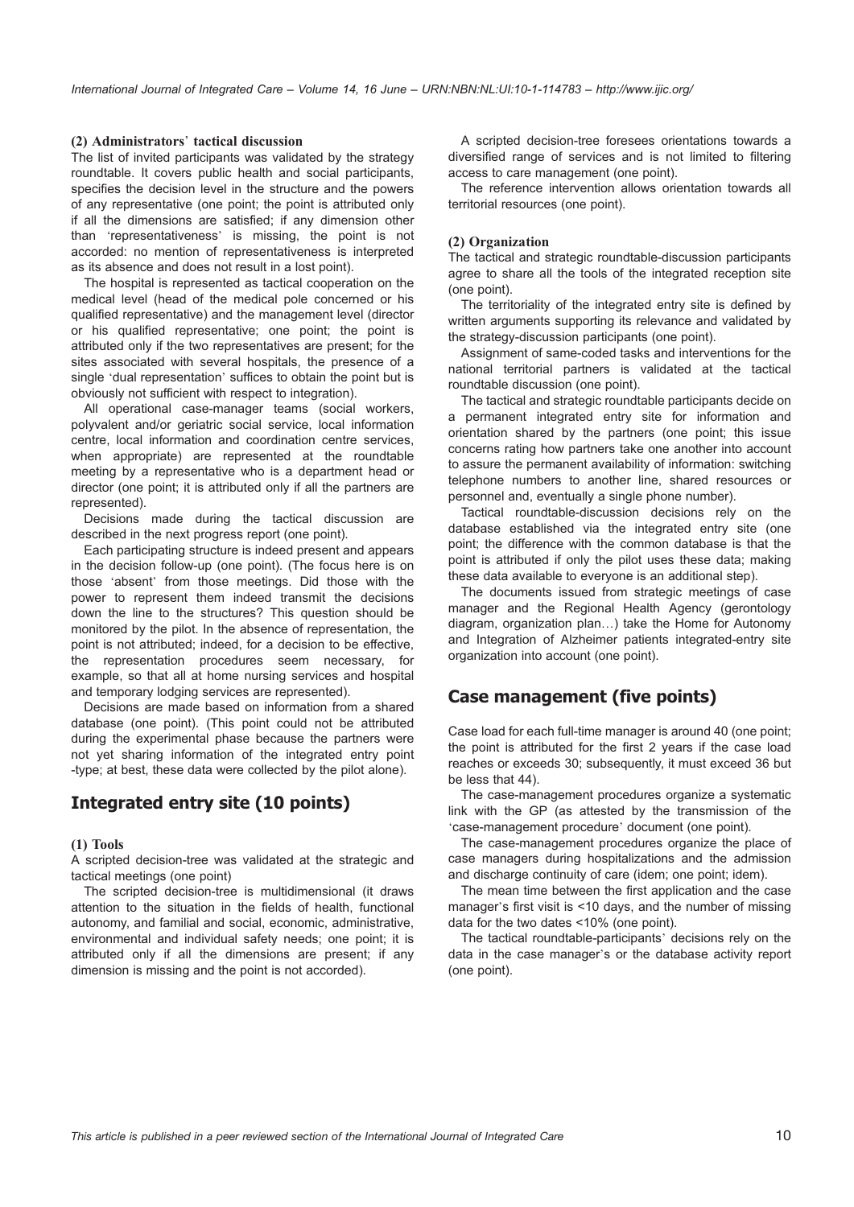#### (2) Administrators' tactical discussion

The list of invited participants was validated by the strategy roundtable. It covers public health and social participants, specifies the decision level in the structure and the powers of any representative (one point; the point is attributed only if all the dimensions are satisfied; if any dimension other than 'representativeness' is missing, the point is not accorded: no mention of representativeness is interpreted as its absence and does not result in a lost point).

The hospital is represented as tactical cooperation on the medical level (head of the medical pole concerned or his qualified representative) and the management level (director or his qualified representative; one point; the point is attributed only if the two representatives are present; for the sites associated with several hospitals, the presence of a single 'dual representation' suffices to obtain the point but is obviously not sufficient with respect to integration).

All operational case-manager teams (social workers, polyvalent and/or geriatric social service, local information centre, local information and coordination centre services, when appropriate) are represented at the roundtable meeting by a representative who is a department head or director (one point; it is attributed only if all the partners are represented).

Decisions made during the tactical discussion are described in the next progress report (one point).

Each participating structure is indeed present and appears in the decision follow-up (one point). (The focus here is on those 'absent' from those meetings. Did those with the power to represent them indeed transmit the decisions down the line to the structures? This question should be monitored by the pilot. In the absence of representation, the point is not attributed; indeed, for a decision to be effective, the representation procedures seem necessary, for example, so that all at home nursing services and hospital and temporary lodging services are represented).

Decisions are made based on information from a shared database (one point). (This point could not be attributed during the experimental phase because the partners were not yet sharing information of the integrated entry point -type; at best, these data were collected by the pilot alone).

## Integrated entry site (10 points)

#### (1) Tools

A scripted decision-tree was validated at the strategic and tactical meetings (one point)

The scripted decision-tree is multidimensional (it draws attention to the situation in the fields of health, functional autonomy, and familial and social, economic, administrative, environmental and individual safety needs; one point; it is attributed only if all the dimensions are present; if any dimension is missing and the point is not accorded).

A scripted decision-tree foresees orientations towards a diversified range of services and is not limited to filtering access to care management (one point).

The reference intervention allows orientation towards all territorial resources (one point).

#### (2) Organization

The tactical and strategic roundtable-discussion participants agree to share all the tools of the integrated reception site (one point).

The territoriality of the integrated entry site is defined by written arguments supporting its relevance and validated by the strategy-discussion participants (one point).

Assignment of same-coded tasks and interventions for the national territorial partners is validated at the tactical roundtable discussion (one point).

The tactical and strategic roundtable participants decide on a permanent integrated entry site for information and orientation shared by the partners (one point; this issue concerns rating how partners take one another into account to assure the permanent availability of information: switching telephone numbers to another line, shared resources or personnel and, eventually a single phone number).

Tactical roundtable-discussion decisions rely on the database established via the integrated entry site (one point; the difference with the common database is that the point is attributed if only the pilot uses these data; making these data available to everyone is an additional step).

The documents issued from strategic meetings of case manager and the Regional Health Agency (gerontology diagram, organization plan…) take the Home for Autonomy and Integration of Alzheimer patients integrated-entry site organization into account (one point).

## Case management (five points)

Case load for each full-time manager is around 40 (one point; the point is attributed for the first 2 years if the case load reaches or exceeds 30; subsequently, it must exceed 36 but be less that 44).

The case-management procedures organize a systematic link with the GP (as attested by the transmission of the 'case-management procedure' document (one point).

The case-management procedures organize the place of case managers during hospitalizations and the admission and discharge continuity of care (idem; one point; idem).

The mean time between the first application and the case manager's first visit is <10 days, and the number of missing data for the two dates <10% (one point).

The tactical roundtable-participants' decisions rely on the data in the case manager's or the database activity report (one point).